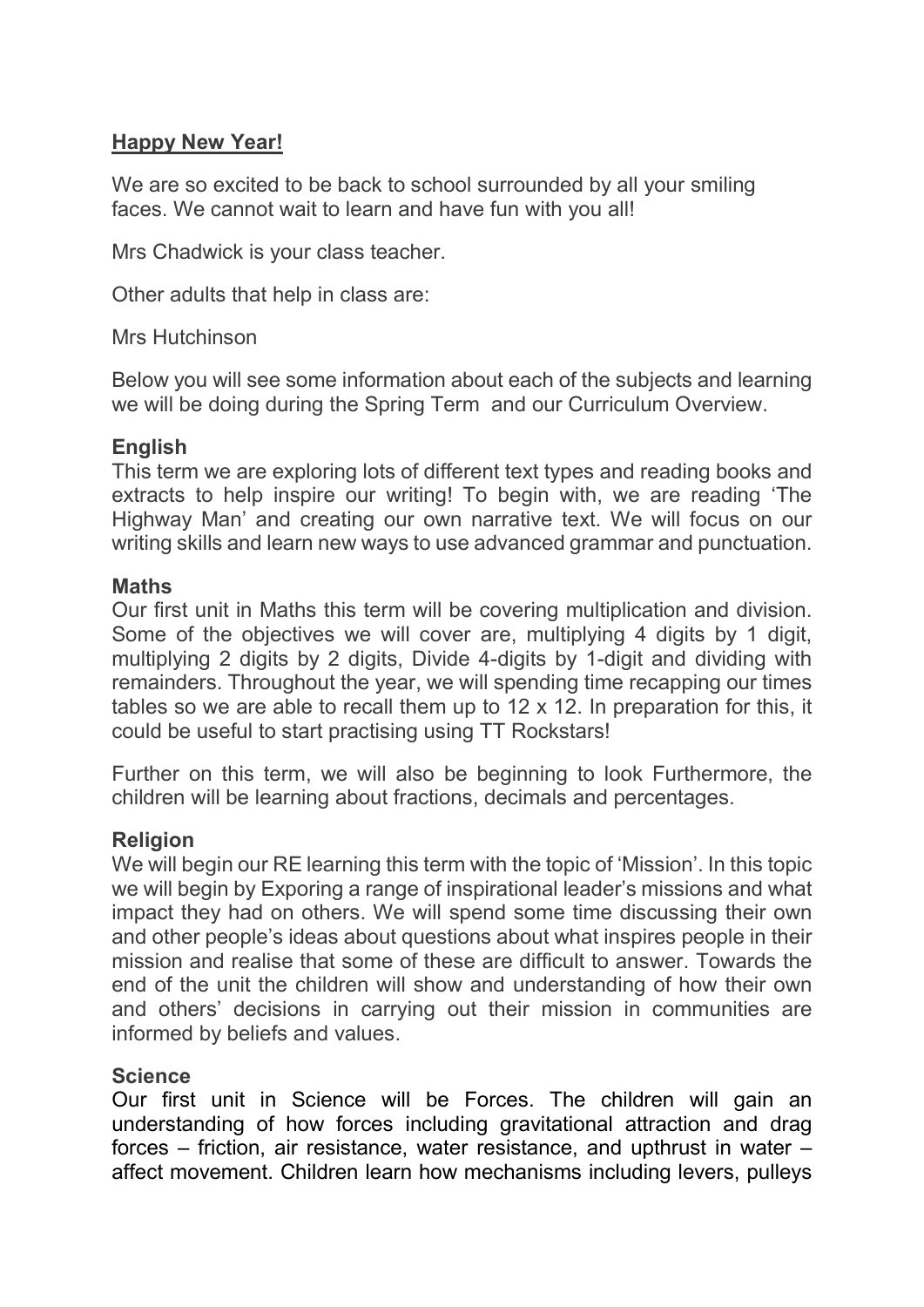**Happy New Year!**

We are so excited to be back to school surrounded by all your smiling faces. We cannot wait to learn and have fun with you all!

Mrs Chadwick is your class teacher.

Other adults that help in class are:

Mrs Hutchinson

Below you will see some information about each of the subjects and learning we will be doing during the Spring Term  and our Curriculum Overview.

**English**

This term we are exploring lots of different text types and reading books and extracts to help inspire our writing! To begin with, we are reading 'The Highway Man' and creating our own narrative text. We will focus on our writing skills and learn new ways to use advanced grammar and punctuation.

**Maths**

Our first unit in Maths this term will be covering multiplication and division. Some of the objectives we will cover are, multiplying 4 digits by 1 digit, multiplying 2 digits by 2 digits, Divide 4-digits by 1-digit and dividing with remainders. Throughout the year, we will spending time recapping our times tables so we are able to recall them up to 12 x 12. In preparation for this, it could be useful to start practising using TT Rockstars!

Further on this term, we will also be beginning to look Furthermore, the children will be learning about fractions, decimals and percentages.

**Religion**

We will begin our RE learning this term with the topic of 'Mission'. In this topic we will begin by Exporing a range of inspirational leader's missions and what impact they had on others. We will spend some time discussing their own and other people's ideas about questions about what inspires people in their mission and realise that some of these are difficult to answer. Towards the end of the unit the children will show and understanding of how their own and others' decisions in carrying out their mission in communities are informed by beliefs and values.

**Science**

Our first unit in Science will be Forces. The children will gain an understanding of how forces including gravitational attraction and drag forces – friction, air resistance, water resistance, and upthrust in water – affect movement. Children learn how mechanisms including levers, pulleys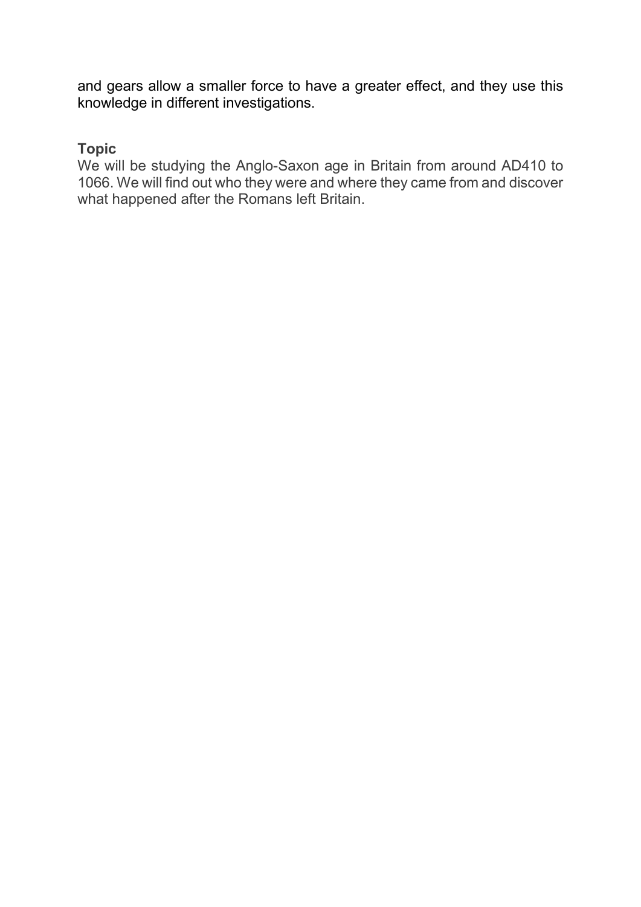and gears allow a smaller force to have a greater effect, and they use this knowledge in different investigations.

**Topic**

We will be studying the Anglo-Saxon age in Britain from around AD410 to 1066. We will find out who they were and where they came from and discover what happened after the Romans left Britain.